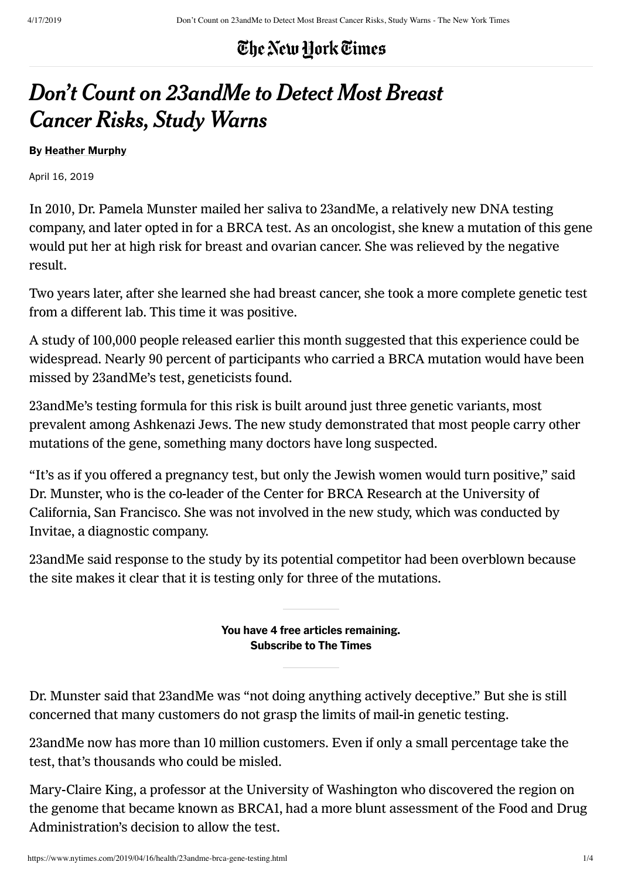# The New York Times

# *Don't Count on 23andMe to Detect Most Breast Cancer Risks, Study Warns*

**By Heather Murphy**

April 16, 2019

In 2010, Dr. Pamela Munster mailed her saliva to 23andMe, a relatively new DNA testing company, and later opted in for a BRCA test. As an oncologist, she knew a mutation of this gene would put her at high risk for breast and ovarian cancer. She was relieved by the negative result.

Two years later, after she learned she had breast cancer, she took a more complete genetic test from a different lab. This time it was positive.

A study of 100,000 people released earlier this month suggested that this experience could be widespread. Nearly 90 percent of participants who carried a BRCA mutation would have been missed by 23andMe's test, geneticists found.

23andMe's testing formula for this risk is built around just three genetic variants, most prevalent among Ashkenazi Jews. The new study demonstrated that most people carry other mutations of the gene, something many doctors have long suspected.

"It's as if you offered a pregnancy test, but only the Jewish women would turn positive," said Dr. Munster, who is the co-leader of the Center for BRCA Research at the University of California, San Francisco. She was not involved in the new study, which was conducted by Invitae, a diagnostic company.

23andMe said response to the study by its potential competitor had been overblown because the site makes it clear that it is testing only for three of the mutations.

Dr. Munster said that 23andMe was "not doing anything actively deceptive." But she is still concerned that many customers do not grasp the limits of mail-in genetic testing.

23andMe now has more than 10 million customers. Even if only a small percentage take the test, that's thousands who could be misled.

Mary-Claire King, a professor at the University of Washington who discovered the region on the genome that became known as BRCA1, had a more blunt assessment of the Food and Drug Administration's decision to allow the test.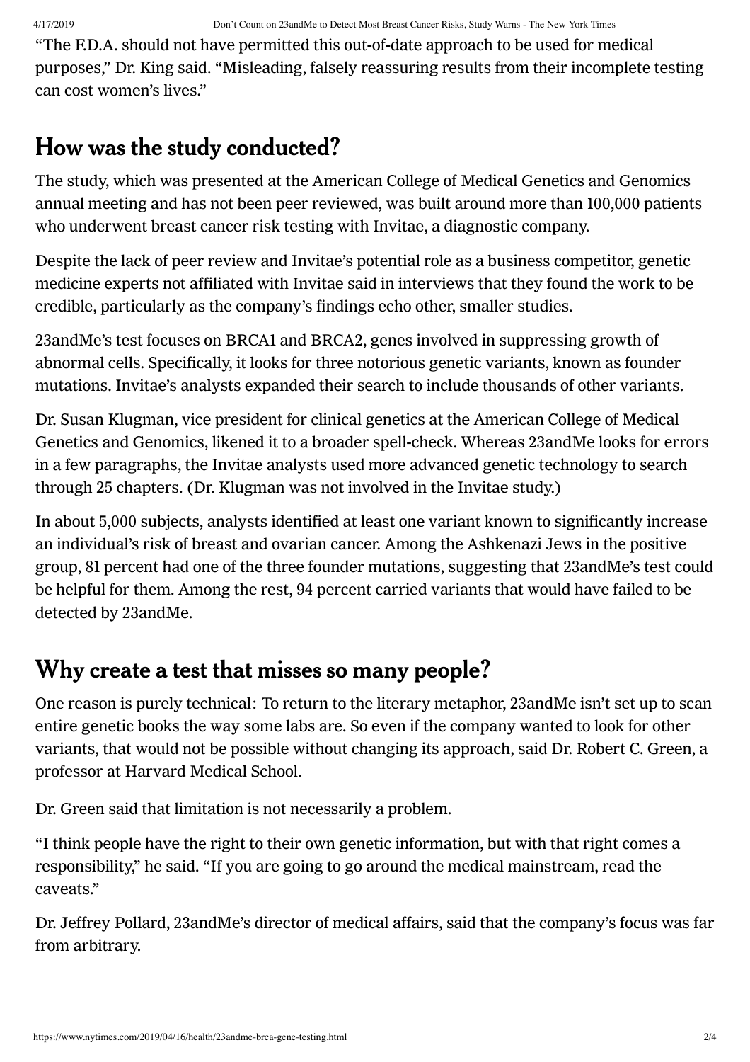"The F.D.A. should not have permitted this out-of-date approach to be used for medical purposes," Dr. King said. "Misleading, falsely reassuring results from their incomplete testing can cost women's lives."

## How was the study conducted?

The study, which was presented at the American College of Medical Genetics and Genomics annual meeting and has not been peer reviewed, was built around more than 100,000 patients who underwent breast cancer risk testing with Invitae, a diagnostic company.

Despite the lack of peer review and Invitae's potential role as a business competitor, genetic medicine experts not affiliated with Invitae said in interviews that they found the work to be credible, particularly as the company's findings echo other, smaller studies.

23andMe's test focuses on BRCA1 and BRCA2, genes involved in suppressing growth of abnormal cells. Specifically, it looks for three notorious genetic variants, known as founder mutations. Invitae's analysts expanded their search to include thousands of other variants.

Dr. Susan Klugman, vice president for clinical genetics at the American College of Medical Genetics and Genomics, likened it to a broader spell-check. Whereas 23andMe looks for errors in a few paragraphs, the Invitae analysts used more advanced genetic technology to search through 25 chapters. (Dr. Klugman was not involved in the Invitae study.)

In about 5,000 subjects, analysts identified at least one variant known to significantly increase an individual's risk of breast and ovarian cancer. Among the Ashkenazi Jews in the positive group, 81 percent had one of the three founder mutations, suggesting that 23andMe's test could be helpful for them. Among the rest, 94 percent carried variants that would have failed to be detected by 23andMe.

## Why create a test that misses so many people?

One reason is purely technical: To return to the literary metaphor, 23andMe isn't set up to scan entire genetic books the way some labs are. So even if the company wanted to look for other variants, that would not be possible without changing its approach, said Dr. Robert C. Green, a professor at Harvard Medical School.

Dr. Green said that limitation is not necessarily a problem.

"I think people have the right to their own genetic information, but with that right comes a responsibility," he said. "If you are going to go around the medical mainstream, read the caveats."

Dr. Jeffrey Pollard, 23andMe's director of medical affairs, said that the company's focus was far from arbitrary.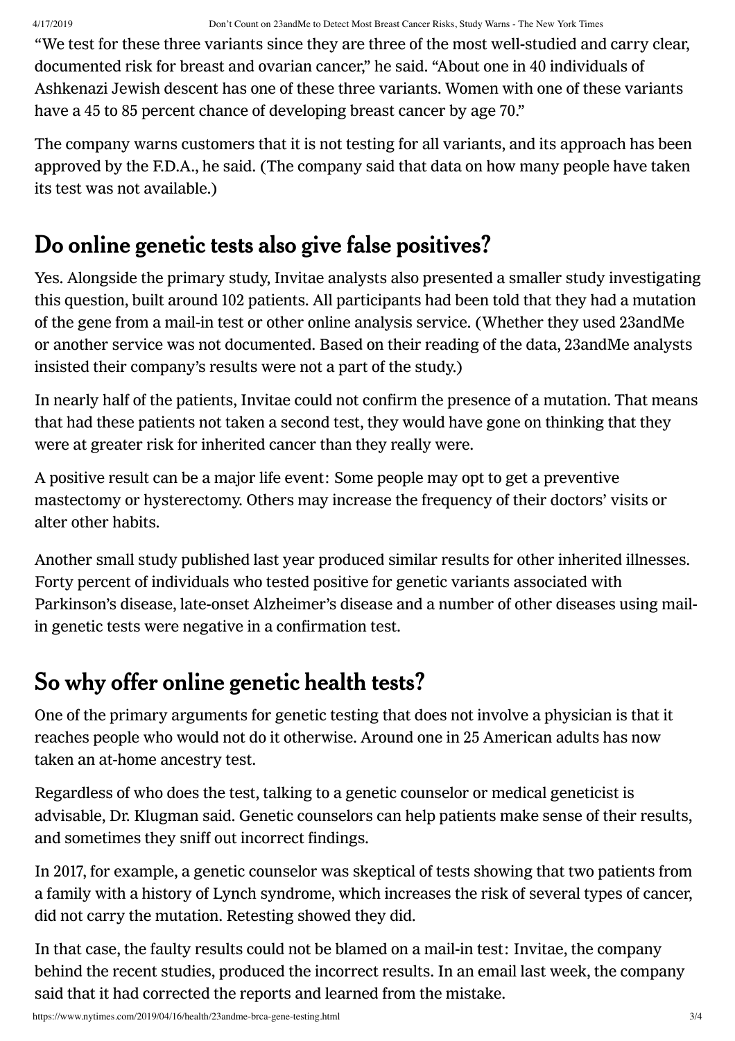"We test for these three variants since they are three of the most well-studied and carry clear, documented risk for breast and ovarian cancer," he said. "About one in 40 individuals of Ashkenazi Jewish descent has one of these three variants. Women with one of these variants have a 45 to 85 percent chance of developing breast cancer by age 70."

The company warns customers that it is not testing for all variants, and its approach has been approved by the F.D.A., he said. (The company said that data on how many people have taken its test was not available.)

## Do online genetic tests also give false positives?

Yes. Alongside the primary study, Invitae analysts also presented a smaller study investigating this question, built around 102 patients. All participants had been told that they had a mutation of the gene from a mail-in test or other online analysis service. (Whether they used 23andMe or another service was not documented. Based on their reading of the data, 23andMe analysts insisted their company's results were not a part of the study.)

In nearly half of the patients, Invitae could not confirm the presence of a mutation. That means that had these patients not taken a second test, they would have gone on thinking that they were at greater risk for inherited cancer than they really were.

A positive result can be a major life event: Some people may opt to get a preventive mastectomy or hysterectomy. Others may increase the frequency of their doctors' visits or alter other habits.

Another small study published last year produced similar results for other inherited illnesses. Forty percent of individuals who tested positive for genetic variants associated with Parkinson's disease, late-onset Alzheimer's disease and a number of other diseases using mail-in genetic tests were negative in a confirmation test.

## So why offer online genetic health tests?

One of the primary arguments for genetic testing that does not involve a physician is that it reaches people who would not do it otherwise. Around one in 25 American adults has now taken an at-home ancestry test.

Regardless of who does the test, talking to a genetic counselor or medical geneticist is advisable, Dr. Klugman said. Genetic counselors can help patients make sense of their results, and sometimes they sniff out incorrect findings.

In 2017, for example, a genetic counselor was skeptical of tests showing that two patients from a family with a history of Lynch syndrome, which increases the risk of several types of cancer, did not carry the mutation. Retesting showed they did.

In that case, the faulty results could not be blamed on a mail-in test: Invitae, the company behind the recent studies, produced the incorrect results. In an email last week, the company said that it had corrected the reports and learned from the mistake.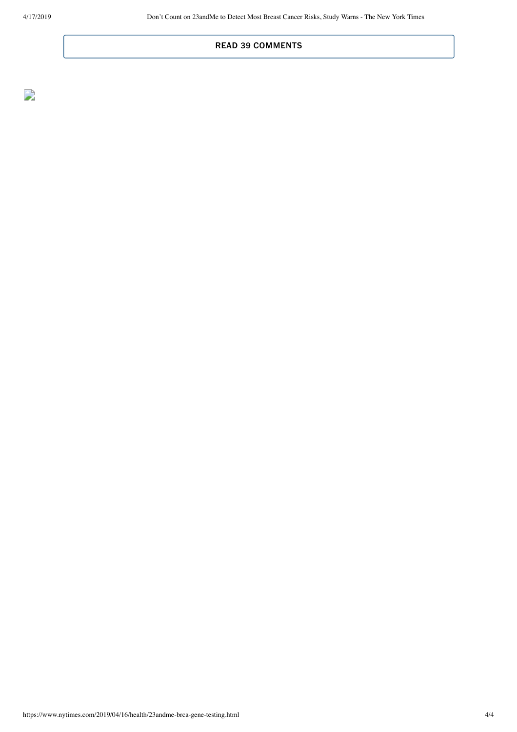READ 39 COMMENTS